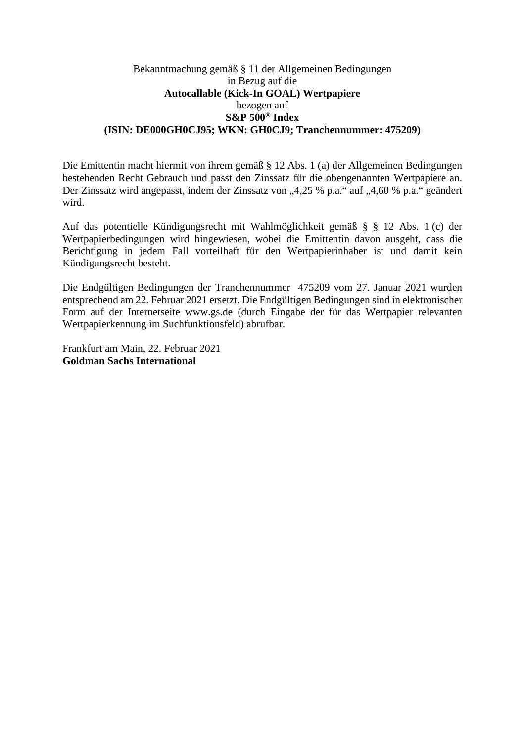Bekanntmachung gemäß § 11 der Allgemeinen Bedingungen
in Bezug auf die
**Autocallable (Kick-In GOAL) Wertpapiere**
bezogen auf
**S&P 500® Index**
**(ISIN: DE000GH0CJ95; WKN: GH0CJ9; Tranchennummer: 475209)**

Die Emittentin macht hiermit von ihrem gemäß § 12 Abs. 1 (a) der Allgemeinen Bedingungen bestehenden Recht Gebrauch und passt den Zinssatz für die obengenannten Wertpapiere an. Der Zinssatz wird angepasst, indem der Zinssatz von „4,25 % p.a." auf „4,60 % p.a." geändert wird.

Auf das potentielle Kündigungsrecht mit Wahlmöglichkeit gemäß § § 12 Abs. 1 (c) der Wertpapierbedingungen wird hingewiesen, wobei die Emittentin davon ausgeht, dass die Berichtigung in jedem Fall vorteilhaft für den Wertpapierinhaber ist und damit kein Kündigungsrecht besteht.

Die Endgültigen Bedingungen der Tranchennummer 475209 vom 27. Januar 2021 wurden entsprechend am 22. Februar 2021 ersetzt. Die Endgültigen Bedingungen sind in elektronischer Form auf der Internetseite www.gs.de (durch Eingabe der für das Wertpapier relevanten Wertpapierkennung im Suchfunktionsfeld) abrufbar.

Frankfurt am Main, 22. Februar 2021
**Goldman Sachs International**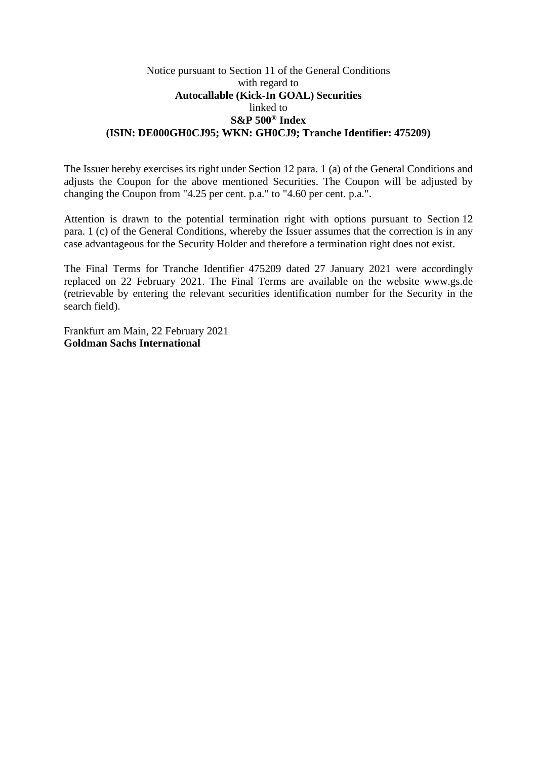Notice pursuant to Section 11 of the General Conditions
with regard to
**Autocallable (Kick-In GOAL) Securities**
linked to
**S&P 500® Index**
**(ISIN: DE000GH0CJ95; WKN: GH0CJ9; Tranche Identifier: 475209)**

The Issuer hereby exercises its right under Section 12 para. 1 (a) of the General Conditions and adjusts the Coupon for the above mentioned Securities. The Coupon will be adjusted by changing the Coupon from "4.25 per cent. p.a." to "4.60 per cent. p.a.".

Attention is drawn to the potential termination right with options pursuant to Section 12 para. 1 (c) of the General Conditions, whereby the Issuer assumes that the correction is in any case advantageous for the Security Holder and therefore a termination right does not exist.

The Final Terms for Tranche Identifier 475209 dated 27 January 2021 were accordingly replaced on 22 February 2021. The Final Terms are available on the website www.gs.de (retrievable by entering the relevant securities identification number for the Security in the search field).

Frankfurt am Main, 22 February 2021
**Goldman Sachs International**